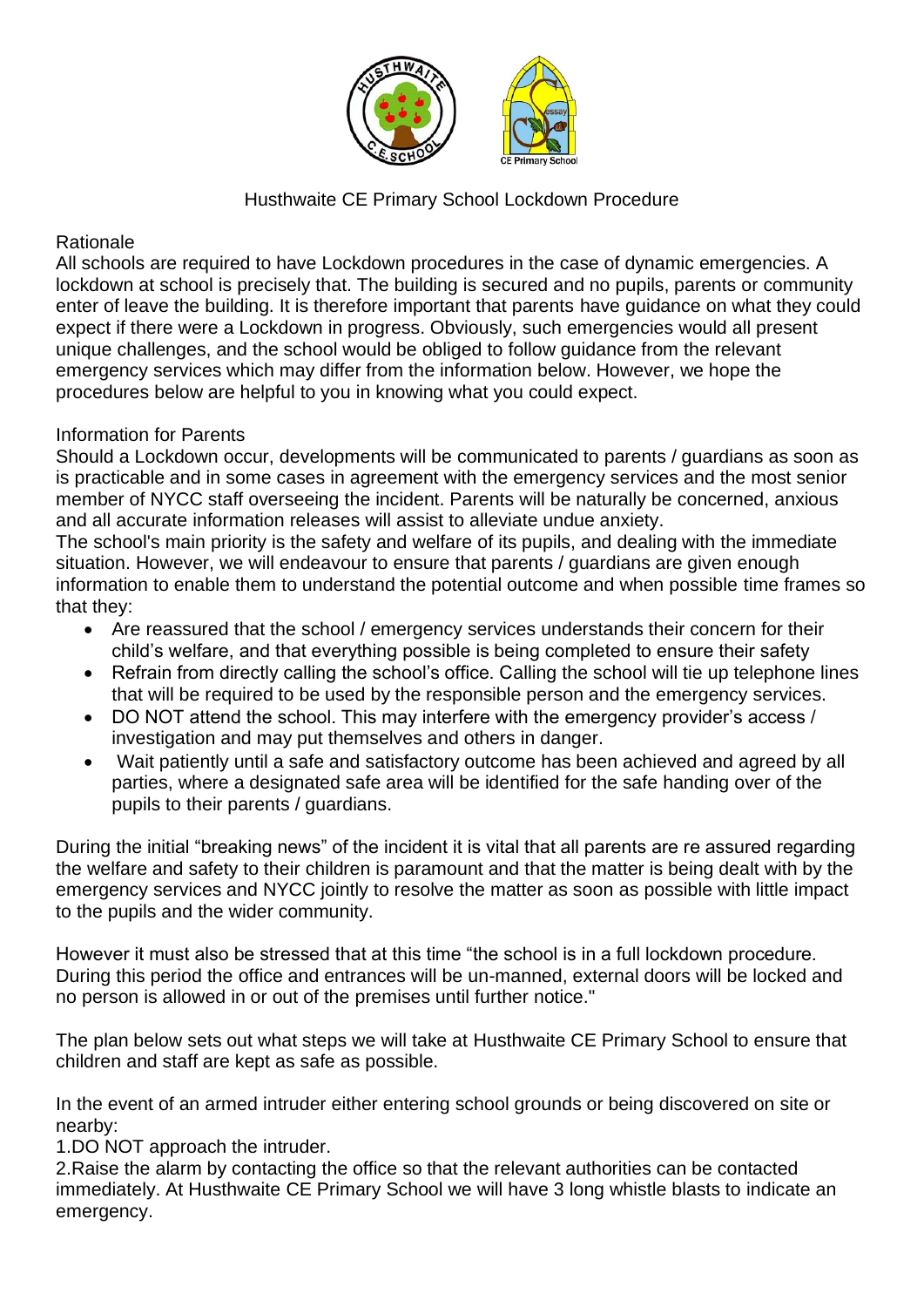# Husthwaite CE Primary School Lockdown Procedure

## Rationale

All schools are required to have Lockdown procedures in the case of dynamic emergencies. A lockdown at school is precisely that. The building is secured and no pupils, parents or community enter of leave the building. It is therefore important that parents have guidance on what they could expect if there were a Lockdown in progress. Obviously, such emergencies would all present unique challenges, and the school would be obliged to follow guidance from the relevant emergency services which may differ from the information below. However, we hope the procedures below are helpful to you in knowing what you could expect.

## Information for Parents

Should a Lockdown occur, developments will be communicated to parents / guardians as soon as is practicable and in some cases in agreement with the emergency services and the most senior member of NYCC staff overseeing the incident. Parents will be naturally be concerned, anxious and all accurate information releases will assist to alleviate undue anxiety.

The school's main priority is the safety and welfare of its pupils, and dealing with the immediate situation. However, we will endeavour to ensure that parents / guardians are given enough information to enable them to understand the potential outcome and when possible time frames so that they:

- Are reassured that the school / emergency services understands their concern for their child's welfare, and that everything possible is being completed to ensure their safety
- Refrain from directly calling the school's office. Calling the school will tie up telephone lines that will be required to be used by the responsible person and the emergency services.
- DO NOT attend the school. This may interfere with the emergency provider's access / investigation and may put themselves and others in danger.
- Wait patiently until a safe and satisfactory outcome has been achieved and agreed by all parties, where a designated safe area will be identified for the safe handing over of the pupils to their parents / guardians.

During the initial "breaking news" of the incident it is vital that all parents are re assured regarding the welfare and safety to their children is paramount and that the matter is being dealt with by the emergency services and NYCC jointly to resolve the matter as soon as possible with little impact to the pupils and the wider community.

However it must also be stressed that at this time "the school is in a full lockdown procedure. During this period the office and entrances will be un-manned, external doors will be locked and no person is allowed in or out of the premises until further notice."

The plan below sets out what steps we will take at Husthwaite CE Primary School to ensure that children and staff are kept as safe as possible.

In the event of an armed intruder either entering school grounds or being discovered on site or nearby:

1. DO NOT approach the intruder.
2. Raise the alarm by contacting the office so that the relevant authorities can be contacted immediately. At Husthwaite CE Primary School we will have 3 long whistle blasts to indicate an emergency.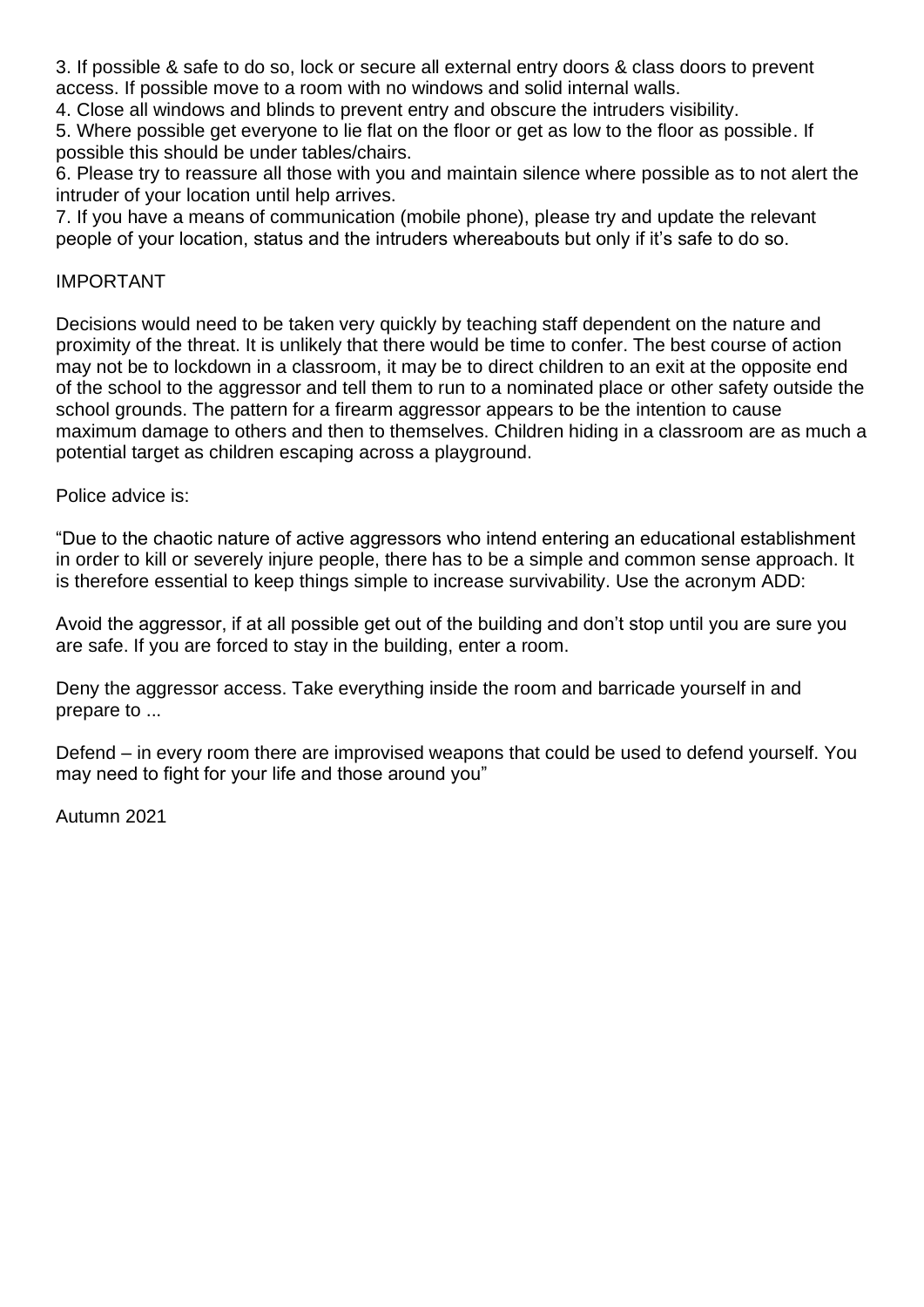3. If possible & safe to do so, lock or secure all external entry doors & class doors to prevent access. If possible move to a room with no windows and solid internal walls.
4. Close all windows and blinds to prevent entry and obscure the intruders visibility.
5. Where possible get everyone to lie flat on the floor or get as low to the floor as possible. If possible this should be under tables/chairs.
6. Please try to reassure all those with you and maintain silence where possible as to not alert the intruder of your location until help arrives.
7. If you have a means of communication (mobile phone), please try and update the relevant people of your location, status and the intruders whereabouts but only if it's safe to do so.

IMPORTANT

Decisions would need to be taken very quickly by teaching staff dependent on the nature and proximity of the threat. It is unlikely that there would be time to confer. The best course of action may not be to lockdown in a classroom, it may be to direct children to an exit at the opposite end of the school to the aggressor and tell them to run to a nominated place or other safety outside the school grounds. The pattern for a firearm aggressor appears to be the intention to cause maximum damage to others and then to themselves. Children hiding in a classroom are as much a potential target as children escaping across a playground.

Police advice is:

"Due to the chaotic nature of active aggressors who intend entering an educational establishment in order to kill or severely injure people, there has to be a simple and common sense approach. It is therefore essential to keep things simple to increase survivability. Use the acronym ADD:

Avoid the aggressor, if at all possible get out of the building and don't stop until you are sure you are safe. If you are forced to stay in the building, enter a room.

Deny the aggressor access. Take everything inside the room and barricade yourself in and prepare to ...

Defend – in every room there are improvised weapons that could be used to defend yourself. You may need to fight for your life and those around you"

Autumn 2021